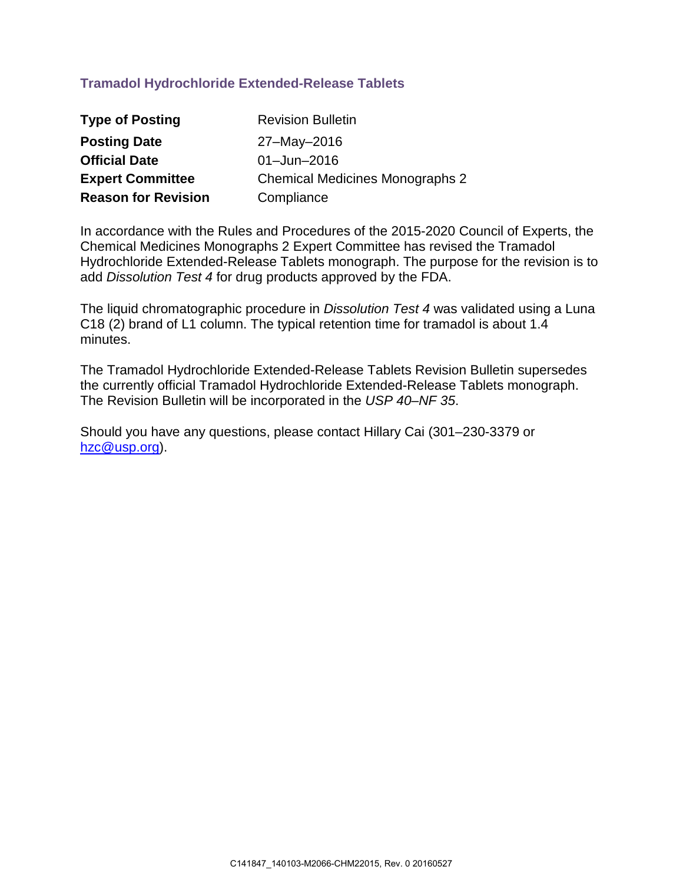## Tramadol Hydrochloride Extended-Release Tablets

| | |
|---|---|
| **Type of Posting** | Revision Bulletin |
| **Posting Date** | 27–May–2016 |
| **Official Date** | 01–Jun–2016 |
| **Expert Committee** | Chemical Medicines Monographs 2 |
| **Reason for Revision** | Compliance |

In accordance with the Rules and Procedures of the 2015-2020 Council of Experts, the Chemical Medicines Monographs 2 Expert Committee has revised the Tramadol Hydrochloride Extended-Release Tablets monograph. The purpose for the revision is to add *Dissolution Test 4* for drug products approved by the FDA.

The liquid chromatographic procedure in *Dissolution Test 4* was validated using a Luna C18 (2) brand of L1 column. The typical retention time for tramadol is about 1.4 minutes.

The Tramadol Hydrochloride Extended-Release Tablets Revision Bulletin supersedes the currently official Tramadol Hydrochloride Extended-Release Tablets monograph. The Revision Bulletin will be incorporated in the *USP 40–NF 35*.

Should you have any questions, please contact Hillary Cai (301–230-3379 or hzc@usp.org).

C141847_140103-M2066-CHM22015, Rev. 0 20160527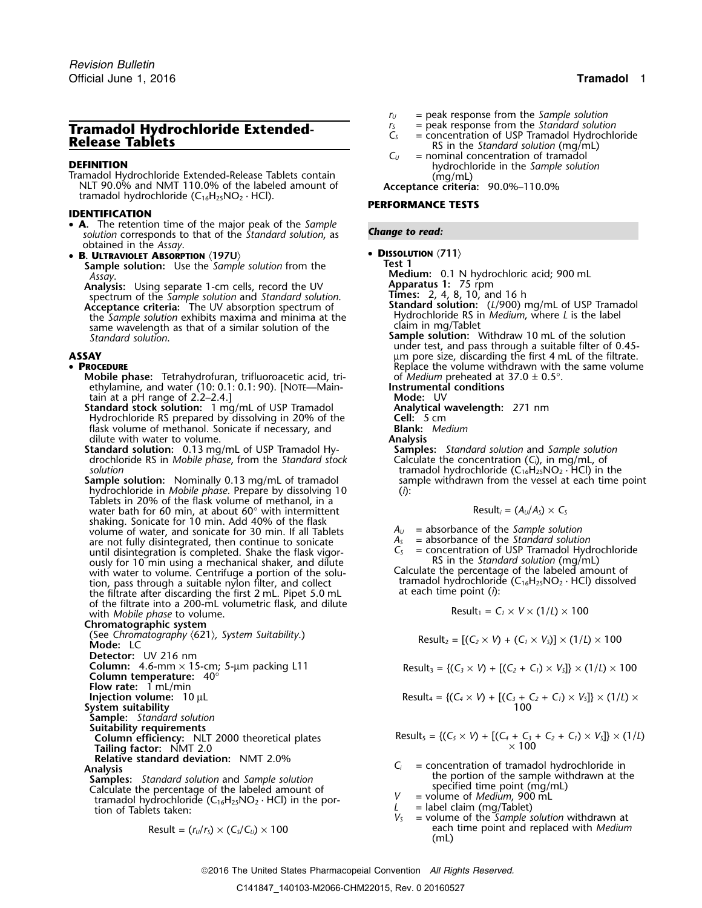# Tramadol Hydrochloride Extended-Release Tablets

**DEFINITION**

Tramadol Hydrochloride Extended-Release Tablets contain NLT 90.0% and NMT 110.0% of the labeled amount of tramadol hydrochloride ($C_{16}H_{25}NO_2 \cdot HCl$).

**IDENTIFICATION**

- **A.** The retention time of the major peak of the *Sample solution* corresponds to that of the *Standard solution*, as obtained in the *Assay*.
- **B. Ultraviolet Absorption** ⟨197U⟩
  - **Sample solution:** Use the *Sample solution* from the *Assay*.
  - **Analysis:** Using separate 1-cm cells, record the UV spectrum of the *Sample solution* and *Standard solution*.
  - **Acceptance criteria:** The UV absorption spectrum of the *Sample solution* exhibits maxima and minima at the same wavelength as that of a similar solution of the *Standard solution*.

**ASSAY**

- **Procedure**
  - **Mobile phase:** Tetrahydrofuran, trifluoroacetic acid, triethylamine, and water (10: 0.1: 0.1: 90). [Note—Maintain at a pH range of 2.2–2.4.]
  - **Standard stock solution:** 1 mg/mL of USP Tramadol Hydrochloride RS prepared by dissolving in 20% of the flask volume of methanol. Sonicate if necessary, and dilute with water to volume.
  - **Standard solution:** 0.13 mg/mL of USP Tramadol Hydrochloride RS in *Mobile phase*, from the *Standard stock solution*
  - **Sample solution:** Nominally 0.13 mg/mL of tramadol hydrochloride in *Mobile phase*. Prepare by dissolving 10 Tablets in 20% of the flask volume of methanol, in a water bath for 60 min, at about 60° with intermittent shaking. Sonicate for 10 min. Add 40% of the flask volume of water, and sonicate for 30 min. If all Tablets are not fully disintegrated, then continue to sonicate until disintegration is completed. Shake the flask vigorously for 10 min using a mechanical shaker, and dilute with water to volume. Centrifuge a portion of the solution, pass through a suitable nylon filter, and collect the filtrate after discarding the first 2 mL. Pipet 5.0 mL of the filtrate into a 200-mL volumetric flask, and dilute with *Mobile phase* to volume.
  - **Chromatographic system**
    (See *Chromatography* ⟨621⟩*, System Suitability*.)
    - **Mode:** LC
    - **Detector:** UV 216 nm
    - **Column:** 4.6-mm × 15-cm; 5-µm packing L11
    - **Column temperature:** 40°
    - **Flow rate:** 1 mL/min
    - **Injection volume:** 10 µL
  - **System suitability**
    - **Sample:** *Standard solution*
    - **Suitability requirements**
      - **Column efficiency:** NLT 2000 theoretical plates
      - **Tailing factor:** NMT 2.0
      - **Relative standard deviation:** NMT 2.0%
  - **Analysis**
    - **Samples:** *Standard solution* and *Sample solution*

    Calculate the percentage of the labeled amount of tramadol hydrochloride ($C_{16}H_{25}NO_2 \cdot HCl$) in the portion of Tablets taken:

$$\text{Result} = (r_U/r_S) \times (C_S/C_U) \times 100$$

$r_U$ = peak response from the *Sample solution*
$r_S$ = peak response from the *Standard solution*
$C_S$ = concentration of USP Tramadol Hydrochloride RS in the *Standard solution* (mg/mL)
$C_U$ = nominal concentration of tramadol hydrochloride in the *Sample solution* (mg/mL)

**Acceptance criteria:** 90.0%–110.0%

**PERFORMANCE TESTS**

*Change to read:*

- **Dissolution** ⟨711⟩
  - **Test 1**
  - **Medium:** 0.1 N hydrochloric acid; 900 mL
  - **Apparatus 1:** 75 rpm
  - **Times:** 2, 4, 8, 10, and 16 h
  - **Standard solution:** ($L$/900) mg/mL of USP Tramadol Hydrochloride RS in *Medium*, where $L$ is the label claim in mg/Tablet
  - **Sample solution:** Withdraw 10 mL of the solution under test, and pass through a suitable filter of 0.45-µm pore size, discarding the first 4 mL of the filtrate. Replace the volume withdrawn with the same volume of *Medium* preheated at 37.0 ± 0.5°.
  - **Instrumental conditions**
    - **Mode:** UV
    - **Analytical wavelength:** 271 nm
    - **Cell:** 5 cm
    - **Blank:** *Medium*
  - **Analysis**
    - **Samples:** *Standard solution* and *Sample solution*

    Calculate the concentration ($C_i$), in mg/mL, of tramadol hydrochloride ($C_{16}H_{25}NO_2 \cdot HCl$) in the sample withdrawn from the vessel at each time point ($i$):

$$\text{Result}_i = (A_U/A_S) \times C_S$$

$A_U$ = absorbance of the *Sample solution*
$A_S$ = absorbance of the *Standard solution*
$C_S$ = concentration of USP Tramadol Hydrochloride RS in the *Standard solution* (mg/mL)

Calculate the percentage of the labeled amount of tramadol hydrochloride ($C_{16}H_{25}NO_2 \cdot HCl$) dissolved at each time point ($i$):

$$\text{Result}_1 = C_1 \times V \times (1/L) \times 100$$

$$\text{Result}_2 = [(C_2 \times V) + (C_1 \times V_S)] \times (1/L) \times 100$$

$$\text{Result}_3 = \{(C_3 \times V) + [(C_2 + C_1) \times V_S]\} \times (1/L) \times 100$$

$$\text{Result}_4 = \{(C_4 \times V) + [(C_3 + C_2 + C_1) \times V_S]\} \times (1/L) \times 100$$

$$\text{Result}_5 = \{(C_5 \times V) + [(C_4 + C_3 + C_2 + C_1) \times V_S]\} \times (1/L) \times 100$$

$C_i$ = concentration of tramadol hydrochloride in the portion of the sample withdrawn at the specified time point (mg/mL)
$V$ = volume of *Medium*, 900 mL
$L$ = label claim (mg/Tablet)
$V_S$ = volume of the *Sample solution* withdrawn at each time point and replaced with *Medium* (mL)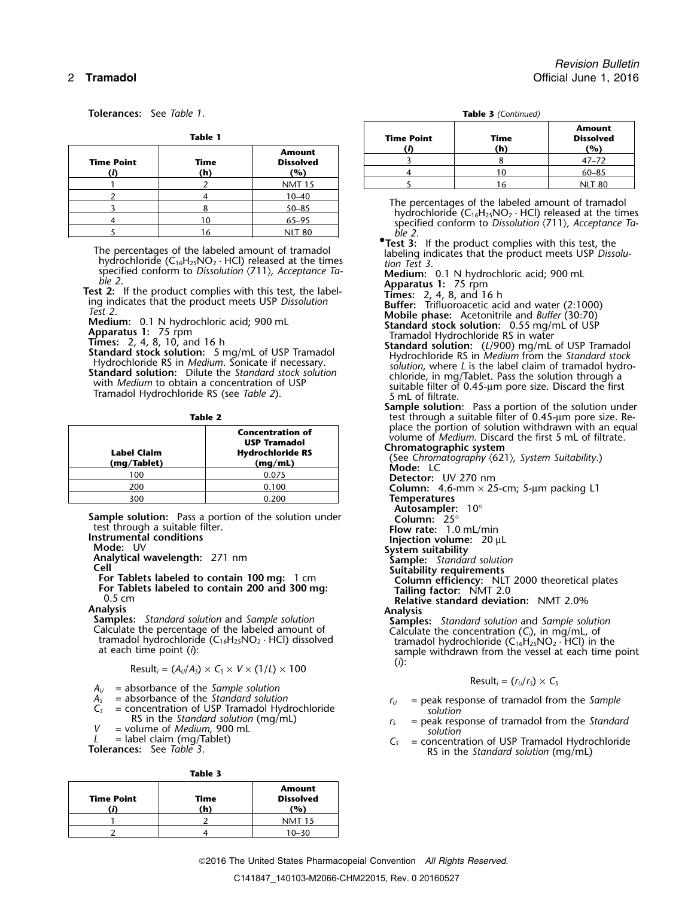**Tolerances:** See *Table 1*.

**Table 1**

| Time Point (*i*) | Time (h) | Amount Dissolved (%) |
|---|---|---|
| 1 | 2 | NMT 15 |
| 2 | 4 | 10–40 |
| 3 | 8 | 50–85 |
| 4 | 10 | 65–95 |
| 5 | 16 | NLT 80 |

The percentages of the labeled amount of tramadol hydrochloride ($C_{16}H_{25}NO_2 \cdot HCl$) released at the times specified conform to *Dissolution* ⟨711⟩, *Acceptance Table 2*.

**Test 2:** If the product complies with this test, the labeling indicates that the product meets USP *Dissolution Test 2*.

**Medium:** 0.1 N hydrochloric acid; 900 mL
**Apparatus 1:** 75 rpm
**Times:** 2, 4, 8, 10, and 16 h
**Standard stock solution:** 5 mg/mL of USP Tramadol Hydrochloride RS in *Medium*. Sonicate if necessary.
**Standard solution:** Dilute the *Standard stock solution* with *Medium* to obtain a concentration of USP Tramadol Hydrochloride RS (see *Table 2*).

**Table 2**

| Label Claim (mg/Tablet) | Concentration of USP Tramadol Hydrochloride RS (mg/mL) |
|---|---|
| 100 | 0.075 |
| 200 | 0.100 |
| 300 | 0.200 |

**Sample solution:** Pass a portion of the solution under test through a suitable filter.
**Instrumental conditions**
**Mode:** UV
**Analytical wavelength:** 271 nm
**Cell**
**For Tablets labeled to contain 100 mg:** 1 cm
**For Tablets labeled to contain 200 and 300 mg:** 0.5 cm
**Analysis**
**Samples:** *Standard solution* and *Sample solution*
Calculate the percentage of the labeled amount of tramadol hydrochloride ($C_{16}H_{25}NO_2 \cdot HCl$) dissolved at each time point (*i*):

$$\text{Result}_i = (A_U/A_S) \times C_S \times V \times (1/L) \times 100$$

$A_U$ = absorbance of the *Sample solution*
$A_S$ = absorbance of the *Standard solution*
$C_S$ = concentration of USP Tramadol Hydrochloride RS in the *Standard solution* (mg/mL)
$V$ = volume of *Medium*, 900 mL
$L$ = label claim (mg/Tablet)

**Tolerances:** See *Table 3*.

**Table 3**

| Time Point (*i*) | Time (h) | Amount Dissolved (%) |
|---|---|---|
| 1 | 2 | NMT 15 |
| 2 | 4 | 10–30 |
| 3 | 8 | 47–72 |
| 4 | 10 | 60–85 |
| 5 | 16 | NLT 80 |

The percentages of the labeled amount of tramadol hydrochloride ($C_{16}H_{25}NO_2 \cdot HCl$) released at the times specified conform to *Dissolution* ⟨711⟩, *Acceptance Table 2*.

•**Test 3:** If the product complies with this test, the labeling indicates that the product meets USP *Dissolution Test 3*.

**Medium:** 0.1 N hydrochloric acid; 900 mL
**Apparatus 1:** 75 rpm
**Times:** 2, 4, 8, and 16 h
**Buffer:** Trifluoroacetic acid and water (2:1000)
**Mobile phase:** Acetonitrile and *Buffer* (30:70)
**Standard stock solution:** 0.55 mg/mL of USP Tramadol Hydrochloride RS in water
**Standard solution:** (*L*/900) mg/mL of USP Tramadol Hydrochloride RS in *Medium* from the *Standard stock solution*, where *L* is the label claim of tramadol hydrochloride, in mg/Tablet. Pass the solution through a suitable filter of 0.45-µm pore size. Discard the first 5 mL of filtrate.
**Sample solution:** Pass a portion of the solution under test through a suitable filter of 0.45-µm pore size. Replace the portion of solution withdrawn with an equal volume of *Medium*. Discard the first 5 mL of filtrate.
**Chromatographic system**
(See *Chromatography* ⟨621⟩, *System Suitability*.)
**Mode:** LC
**Detector:** UV 270 nm
**Column:** 4.6-mm × 25-cm; 5-µm packing L1
**Temperatures**
**Autosampler:** 10°
**Column:** 25°
**Flow rate:** 1.0 mL/min
**Injection volume:** 20 µL
**System suitability**
**Sample:** *Standard solution*
**Suitability requirements**
**Column efficiency:** NLT 2000 theoretical plates
**Tailing factor:** NMT 2.0
**Relative standard deviation:** NMT 2.0%
**Analysis**
**Samples:** *Standard solution* and *Sample solution*
Calculate the concentration ($C_i$), in mg/mL, of tramadol hydrochloride ($C_{16}H_{25}NO_2 \cdot HCl$) in the sample withdrawn from the vessel at each time point (*i*):

$$\text{Result}_i = (r_U/r_S) \times C_S$$

$r_U$ = peak response of tramadol from the *Sample solution*
$r_S$ = peak response of tramadol from the *Standard solution*
$C_S$ = concentration of USP Tramadol Hydrochloride RS in the *Standard solution* (mg/mL)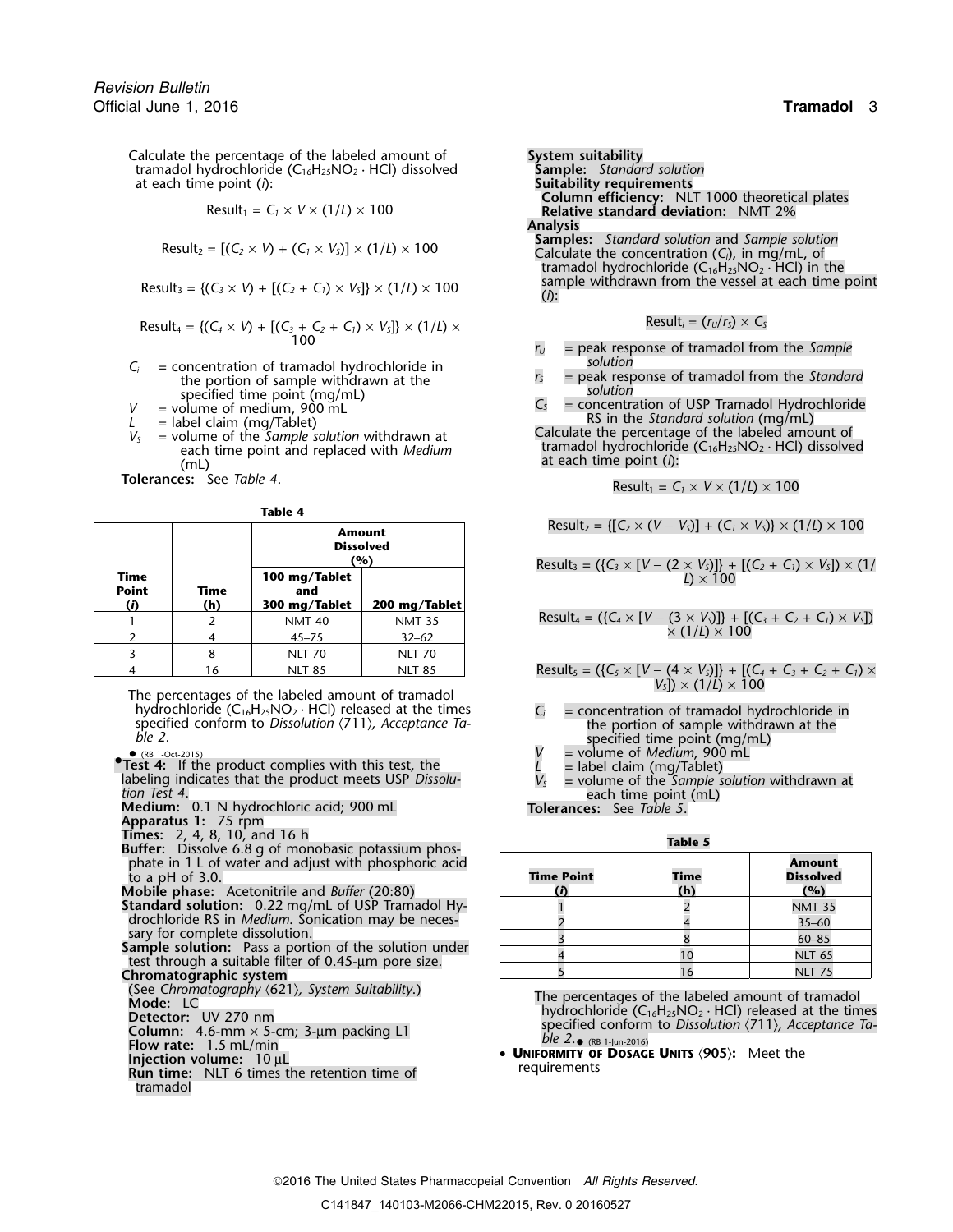Calculate the percentage of the labeled amount of tramadol hydrochloride ($C_{16}H_{25}NO_2 \cdot HCl$) dissolved at each time point ($i$):

$$\text{Result}_1 = C_1 \times V \times (1/L) \times 100$$

$$\text{Result}_2 = [(C_2 \times V) + (C_1 \times V_S)] \times (1/L) \times 100$$

$$\text{Result}_3 = \{(C_3 \times V) + [(C_2 + C_1) \times V_S]\} \times (1/L) \times 100$$

$$\text{Result}_4 = \{(C_4 \times V) + [(C_3 + C_2 + C_1) \times V_S]\} \times (1/L) \times 100$$

- $C_i$ = concentration of tramadol hydrochloride in the portion of sample withdrawn at the specified time point (mg/mL)
- $V$ = volume of medium, 900 mL
- $L$ = label claim (mg/Tablet)
- $V_S$ = volume of the *Sample solution* withdrawn at each time point and replaced with *Medium* (mL)

**Tolerances:** See *Table 4*.

**Table 4**

| Time Point ($i$) | Time (h) | Amount Dissolved (%) 100 mg/Tablet and 300 mg/Tablet | Amount Dissolved (%) 200 mg/Tablet |
|---|---|---|---|
| 1 | 2 | NMT 40 | NMT 35 |
| 2 | 4 | 45–75 | 32–62 |
| 3 | 8 | NLT 70 | NLT 70 |
| 4 | 16 | NLT 85 | NLT 85 |

The percentages of the labeled amount of tramadol hydrochloride ($C_{16}H_{25}NO_2 \cdot HCl$) released at the times specified conform to *Dissolution* ⟨711⟩, *Acceptance Table 2*.

● (RB 1-Oct-2015)

●**Test 4:** If the product complies with this test, the labeling indicates that the product meets USP *Dissolution Test 4*.

**Medium:** 0.1 N hydrochloric acid; 900 mL

**Apparatus 1:** 75 rpm

**Times:** 2, 4, 8, 10, and 16 h

**Buffer:** Dissolve 6.8 g of monobasic potassium phosphate in 1 L of water and adjust with phosphoric acid to a pH of 3.0.

**Mobile phase:** Acetonitrile and *Buffer* (20:80)

**Standard solution:** 0.22 mg/mL of USP Tramadol Hydrochloride RS in *Medium*. Sonication may be necessary for complete dissolution.

**Sample solution:** Pass a portion of the solution under test through a suitable filter of 0.45-µm pore size.

**Chromatographic system**

(See *Chromatography* ⟨621⟩, *System Suitability*.)

**Mode:** LC

**Detector:** UV 270 nm

**Column:** 4.6-mm × 5-cm; 3-µm packing L1

**Flow rate:** 1.5 mL/min

**Injection volume:** 10 µL

**Run time:** NLT 6 times the retention time of tramadol

**System suitability**

**Sample:** *Standard solution*

**Suitability requirements**

**Column efficiency:** NLT 1000 theoretical plates

**Relative standard deviation:** NMT 2%

**Analysis**

**Samples:** *Standard solution* and *Sample solution*

Calculate the concentration ($C_i$), in mg/mL, of tramadol hydrochloride ($C_{16}H_{25}NO_2 \cdot HCl$) in the sample withdrawn from the vessel at each time point ($i$):

$$\text{Result}_i = (r_U/r_S) \times C_S$$

- $r_U$ = peak response of tramadol from the *Sample solution*
- $r_S$ = peak response of tramadol from the *Standard solution*
- $C_S$ = concentration of USP Tramadol Hydrochloride RS in the *Standard solution* (mg/mL)

Calculate the percentage of the labeled amount of tramadol hydrochloride ($C_{16}H_{25}NO_2 \cdot HCl$) dissolved at each time point ($i$):

$$\text{Result}_1 = C_1 \times V \times (1/L) \times 100$$

$$\text{Result}_2 = \{[C_2 \times (V - V_S)] + (C_1 \times V_S)\} \times (1/L) \times 100$$

$$\text{Result}_3 = (\{C_3 \times [V - (2 \times V_S)]\} + [(C_2 + C_1) \times V_S]) \times (1/L) \times 100$$

$$\text{Result}_4 = (\{C_4 \times [V - (3 \times V_S)]\} + [(C_3 + C_2 + C_1) \times V_S]) \times (1/L) \times 100$$

$$\text{Result}_5 = (\{C_5 \times [V - (4 \times V_S)]\} + [(C_4 + C_3 + C_2 + C_1) \times V_S]) \times (1/L) \times 100$$

- $C_i$ = concentration of tramadol hydrochloride in the portion of sample withdrawn at the specified time point (mg/mL)
- $V$ = volume of *Medium*, 900 mL
- $L$ = label claim (mg/Tablet)
- $V_S$ = volume of the *Sample solution* withdrawn at each time point (mL)

**Tolerances:** See *Table 5*.

**Table 5**

| Time Point ($i$) | Time (h) | Amount Dissolved (%) |
|---|---|---|
| 1 | 2 | NMT 35 |
| 2 | 4 | 35–60 |
| 3 | 8 | 60–85 |
| 4 | 10 | NLT 65 |
| 5 | 16 | NLT 75 |

The percentages of the labeled amount of tramadol hydrochloride ($C_{16}H_{25}NO_2 \cdot HCl$) released at the times specified conform to *Dissolution* ⟨711⟩, *Acceptance Table 2*.● (RB 1-Jun-2016)

- **Uniformity of Dosage Units** ⟨905⟩: Meet the requirements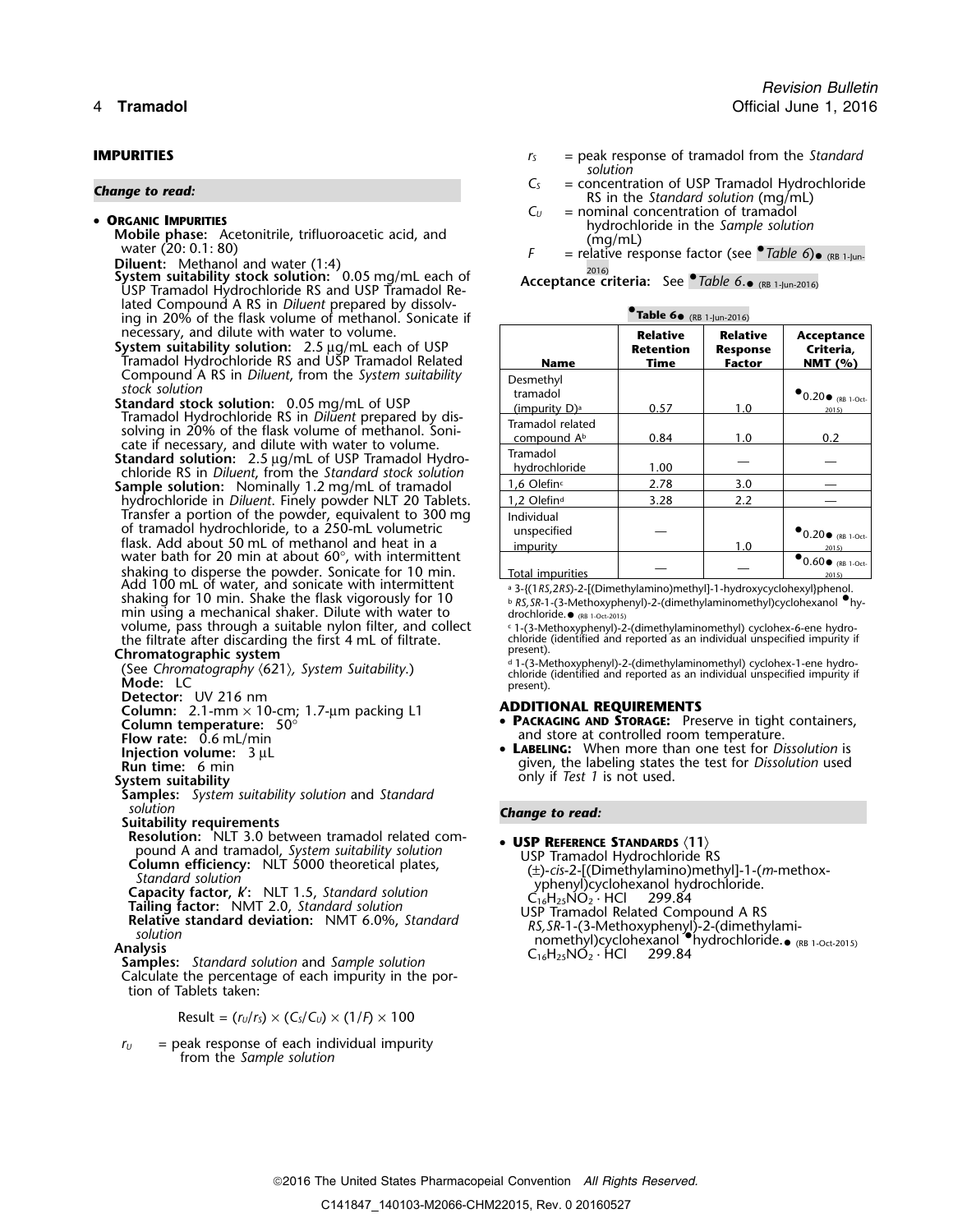## IMPURITIES

***Change to read:***

- **ORGANIC IMPURITIES**

  **Mobile phase:** Acetonitrile, trifluoroacetic acid, and water (20: 0.1: 80)

  **Diluent:** Methanol and water (1:4)

  **System suitability stock solution:** 0.05 mg/mL each of USP Tramadol Hydrochloride RS and USP Tramadol Related Compound A RS in *Diluent* prepared by dissolving in 20% of the flask volume of methanol. Sonicate if necessary, and dilute with water to volume.

  **System suitability solution:** 2.5 µg/mL each of USP Tramadol Hydrochloride RS and USP Tramadol Related Compound A RS in *Diluent*, from the *System suitability stock solution*

  **Standard stock solution:** 0.05 mg/mL of USP Tramadol Hydrochloride RS in *Diluent* prepared by dissolving in 20% of the flask volume of methanol. Sonicate if necessary, and dilute with water to volume.

  **Standard solution:** 2.5 µg/mL of USP Tramadol Hydrochloride RS in *Diluent*, from the *Standard stock solution*

  **Sample solution:** Nominally 1.2 mg/mL of tramadol hydrochloride in *Diluent*. Finely powder NLT 20 Tablets. Transfer a portion of the powder, equivalent to 300 mg of tramadol hydrochloride, to a 250-mL volumetric flask. Add about 50 mL of methanol and heat in a water bath for 20 min at about 60°, with intermittent shaking to disperse the powder. Sonicate for 10 min. Add 100 mL of water, and sonicate with intermittent shaking for 10 min. Shake the flask vigorously for 10 min using a mechanical shaker. Dilute with water to volume, pass through a suitable nylon filter, and collect the filtrate after discarding the first 4 mL of filtrate.

  **Chromatographic system**

  (See *Chromatography* ⟨621⟩, *System Suitability*.)

  **Mode:** LC

  **Detector:** UV 216 nm

  **Column:** 2.1-mm × 10-cm; 1.7-µm packing L1

  **Column temperature:** 50°

  **Flow rate:** 0.6 mL/min

  **Injection volume:** 3 µL

  **Run time:** 6 min

  **System suitability**

  **Samples:** *System suitability solution* and *Standard solution*

  **Suitability requirements**

  **Resolution:** NLT 3.0 between tramadol related compound A and tramadol, *System suitability solution*

  **Column efficiency:** NLT 5000 theoretical plates, *Standard solution*

  **Capacity factor, *k′*:** NLT 1.5, *Standard solution*

  **Tailing factor:** NMT 2.0, *Standard solution*

  **Relative standard deviation:** NMT 6.0%, *Standard solution*

  **Analysis**

  **Samples:** *Standard solution* and *Sample solution*

  Calculate the percentage of each impurity in the portion of Tablets taken:

  $$\text{Result} = (r_U/r_S) \times (C_S/C_U) \times (1/F) \times 100$$

  $r_U$ = peak response of each individual impurity from the *Sample solution*

  $r_S$ = peak response of tramadol from the *Standard solution*

  $C_S$ = concentration of USP Tramadol Hydrochloride RS in the *Standard solution* (mg/mL)

  $C_U$ = nominal concentration of tramadol hydrochloride in the *Sample solution* (mg/mL)

  $F$ = relative response factor (see •*Table 6*)• (RB 1-Jun-2016)

  **Acceptance criteria:** See •*Table 6*.• (RB 1-Jun-2016)

**•Table 6•** (RB 1-Jun-2016)

| Name | Relative Retention Time | Relative Response Factor | Acceptance Criteria, NMT (%) |
|---|---|---|---|
| Desmethyl tramadol (impurity D)[a] | 0.57 | 1.0 | •0.20• (RB 1-Oct-2015) |
| Tramadol related compound A[b] | 0.84 | 1.0 | 0.2 |
| Tramadol hydrochloride | 1.00 | — | — |
| 1,6 Olefin[c] | 2.78 | 3.0 | — |
| 1,2 Olefin[d] | 3.28 | 2.2 | — |
| Individual unspecified impurity | — | 1.0 | •0.20• (RB 1-Oct-2015) |
| Total impurities | — | — | •0.60• (RB 1-Oct-2015) |

[a] 3-{(1*RS*,2*RS*)-2-[(Dimethylamino)methyl]-1-hydroxycyclohexyl}phenol.

[b] *RS,SR*-1-(3-Methoxyphenyl)-2-(dimethylaminomethyl)cyclohexanol •hydrochloride.• (RB 1-Oct-2015)

[c] 1-(3-Methoxyphenyl)-2-(dimethylaminomethyl) cyclohex-6-ene hydrochloride (identified and reported as an individual unspecified impurity if present).

[d] 1-(3-Methoxyphenyl)-2-(dimethylaminomethyl) cyclohex-1-ene hydrochloride (identified and reported as an individual unspecified impurity if present).

## ADDITIONAL REQUIREMENTS

- **PACKAGING AND STORAGE:** Preserve in tight containers, and store at controlled room temperature.
- **LABELING:** When more than one test for *Dissolution* is given, the labeling states the test for *Dissolution* used only if *Test 1* is not used.

***Change to read:***

- **USP REFERENCE STANDARDS** ⟨11⟩

  USP Tramadol Hydrochloride RS

  (±)-*cis*-2-[(Dimethylamino)methyl]-1-(*m*-methoxyphenyl)cyclohexanol hydrochloride.

  $C_{16}H_{25}NO_2 \cdot HCl$ 299.84

  USP Tramadol Related Compound A RS

  *RS,SR*-1-(3-Methoxyphenyl)-2-(dimethylaminomethyl)cyclohexanol •hydrochloride.• (RB 1-Oct-2015)

  $C_{16}H_{25}NO_2 \cdot HCl$ 299.84